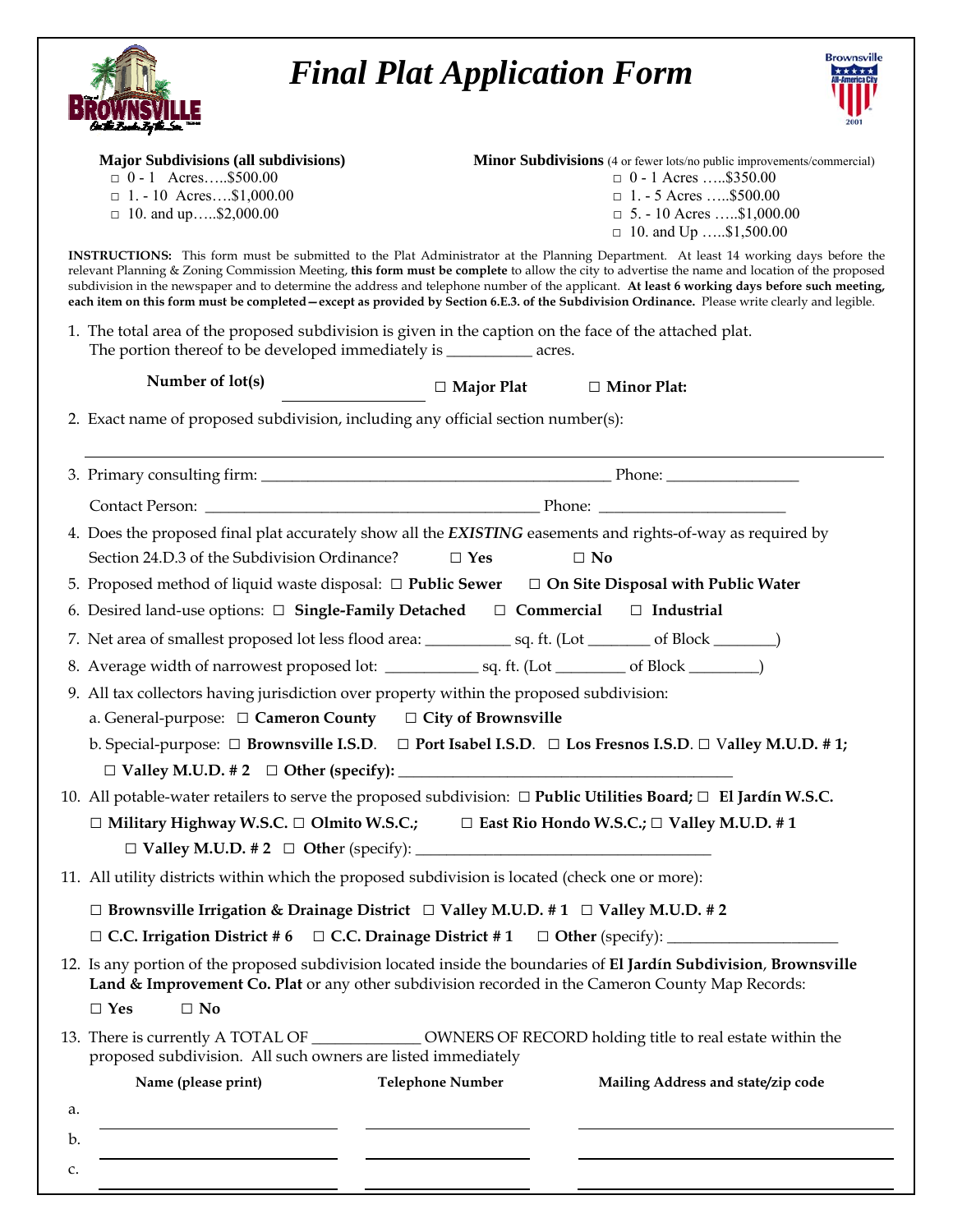# *Final Plat Application Form*

**Major Subdivisions (all subdivisions)**
- □ 0 - 1 Acres…..$500.00
- □ 1. - 10 Acres….$1,000.00
- □ 10. and up…..$2,000.00

**Minor Subdivisions** (4 or fewer lots/no public improvements/commercial)
- □ 0 - 1 Acres …..$350.00
- □ 1. - 5 Acres …..$500.00
- □ 5. - 10 Acres …..$1,000.00
- □ 10. and Up …..$1,500.00

**INSTRUCTIONS:** This form must be submitted to the Plat Administrator at the Planning Department. At least 14 working days before the relevant Planning & Zoning Commission Meeting, **this form must be complete** to allow the city to advertise the name and location of the proposed subdivision in the newspaper and to determine the address and telephone number of the applicant. **At least 6 working days before such meeting, each item on this form must be completed—except as provided by Section 6.E.3. of the Subdivision Ordinance.** Please write clearly and legible.

1. The total area of the proposed subdivision is given in the caption on the face of the attached plat. The portion thereof to be developed immediately is __________ acres.

   **Number of lot(s)** __________ ☐ **Major Plat** ☐ **Minor Plat:**

2. Exact name of proposed subdivision, including any official section number(s):

   ______________________________________________________________

3. Primary consulting firm: ________________________________ Phone: ______________

   Contact Person: ________________________________ Phone: ______________

4. Does the proposed final plat accurately show all the ***EXISTING*** easements and rights-of-way as required by Section 24.D.3 of the Subdivision Ordinance? ☐ **Yes** ☐ **No**

5. Proposed method of liquid waste disposal: ☐ **Public Sewer** ☐ **On Site Disposal with Public Water**

6. Desired land-use options: ☐ **Single-Family Detached** ☐ **Commercial** ☐ **Industrial**

7. Net area of smallest proposed lot less flood area: __________ sq. ft. (Lot ________ of Block ________)

8. Average width of narrowest proposed lot: __________ sq. ft. (Lot ________ of Block ________)

9. All tax collectors having jurisdiction over property within the proposed subdivision:

   a. General-purpose: ☐ **Cameron County** ☐ **City of Brownsville**

   b. Special-purpose: ☐ **Brownsville I.S.D**. ☐ **Port Isabel I.S.D**. ☐ **Los Fresnos I.S.D**. ☐ **Valley M.U.D. # 1;** ☐ **Valley M.U.D. # 2** ☐ **Other (specify):** ________________________________

10. All potable-water retailers to serve the proposed subdivision: ☐ **Public Utilities Board;** ☐ **El Jardín W.S.C.** ☐ **Military Highway W.S.C.** ☐ **Olmito W.S.C.;** ☐ **East Rio Hondo W.S.C.;** ☐ **Valley M.U.D. # 1** ☐ **Valley M.U.D. # 2** ☐ **Other** (specify): ________________________________

11. All utility districts within which the proposed subdivision is located (check one or more):

    ☐ **Brownsville Irrigation & Drainage District** ☐ **Valley M.U.D. # 1** ☐ **Valley M.U.D. # 2**

    ☐ **C.C. Irrigation District # 6** ☐ **C.C. Drainage District # 1** ☐ **Other** (specify): ________________

12. Is any portion of the proposed subdivision located inside the boundaries of **El Jardín Subdivision**, **Brownsville Land & Improvement Co. Plat** or any other subdivision recorded in the Cameron County Map Records:

    ☐ **Yes** ☐ **No**

13. There is currently A TOTAL OF __________ OWNERS OF RECORD holding title to real estate within the proposed subdivision. All such owners are listed immediately

| | Name (please print) | Telephone Number | Mailing Address and state/zip code |
|---|---|---|---|
| a. | | | |
| b. | | | |
| c. | | | |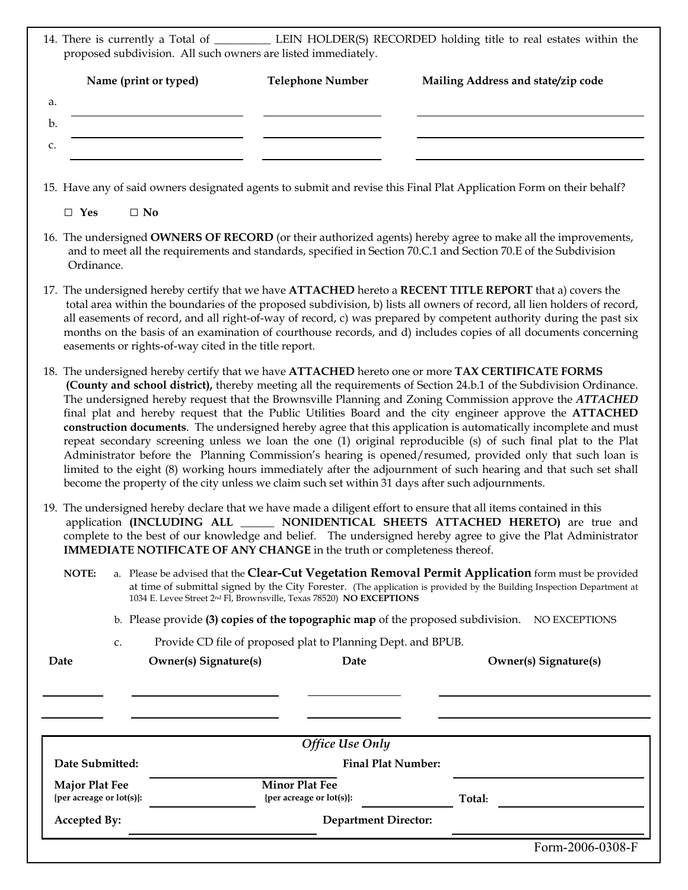14. There is currently a Total of __________ LEIN HOLDER(S) RECORDED holding title to real estates within the proposed subdivision. All such owners are listed immediately.

| | Name (print or typed) | Telephone Number | Mailing Address and state/zip code |
|---|---|---|---|
| a. | | | |
| b. | | | |
| c. | | | |

15. Have any of said owners designated agents to submit and revise this Final Plat Application Form on their behalf?

☐ **Yes** ☐ **No**

16. The undersigned **OWNERS OF RECORD** (or their authorized agents) hereby agree to make all the improvements, and to meet all the requirements and standards, specified in Section 70.C.1 and Section 70.E of the Subdivision Ordinance.

17. The undersigned hereby certify that we have **ATTACHED** hereto a **RECENT TITLE REPORT** that a) covers the total area within the boundaries of the proposed subdivision, b) lists all owners of record, all lien holders of record, all easements of record, and all right-of-way of record, c) was prepared by competent authority during the past six months on the basis of an examination of courthouse records, and d) includes copies of all documents concerning easements or rights-of-way cited in the title report.

18. The undersigned hereby certify that we have **ATTACHED** hereto one or more **TAX CERTIFICATE FORMS (County and school district),** thereby meeting all the requirements of Section 24.b.1 of the Subdivision Ordinance. The undersigned hereby request that the Brownsville Planning and Zoning Commission approve the ***ATTACHED*** final plat and hereby request that the Public Utilities Board and the city engineer approve the **ATTACHED construction documents**. The undersigned hereby agree that this application is automatically incomplete and must repeat secondary screening unless we loan the one (1) original reproducible (s) of such final plat to the Plat Administrator before the Planning Commission's hearing is opened/resumed, provided only that such loan is limited to the eight (8) working hours immediately after the adjournment of such hearing and that such set shall become the property of the city unless we claim such set within 31 days after such adjournments.

19. The undersigned hereby declare that we have made a diligent effort to ensure that all items contained in this application **(INCLUDING ALL ______ NONIDENTICAL SHEETS ATTACHED HERETO)** are true and complete to the best of our knowledge and belief. The undersigned hereby agree to give the Plat Administrator **IMMEDIATE NOTIFICATE OF ANY CHANGE** in the truth or completeness thereof.

**NOTE:**

a. Please be advised that the **Clear-Cut Vegetation Removal Permit Application** form must be provided at time of submittal signed by the City Forester. (The application is provided by the Building Inspection Department at 1034 E. Levee Street 2nd Fl, Brownsville, Texas 78520) **NO EXCEPTIONS**

b. Please provide **(3) copies of the topographic map** of the proposed subdivision. NO EXCEPTIONS

c. Provide CD file of proposed plat to Planning Dept. and BPUB.

| Date | Owner(s) Signature(s) | Date | Owner(s) Signature(s) |
|---|---|---|---|
| | | | |
| | | | |

*Office Use Only*

| | | | |
|---|---|---|---|
| **Date Submitted:** | | **Final Plat Number:** | |
| **Major Plat Fee** {per acreage or lot(s)}: | | **Minor Plat Fee** {per acreage or lot(s)}: | **Total:** |
| **Accepted By:** | | **Department Director:** | |

Form-2006-0308-F